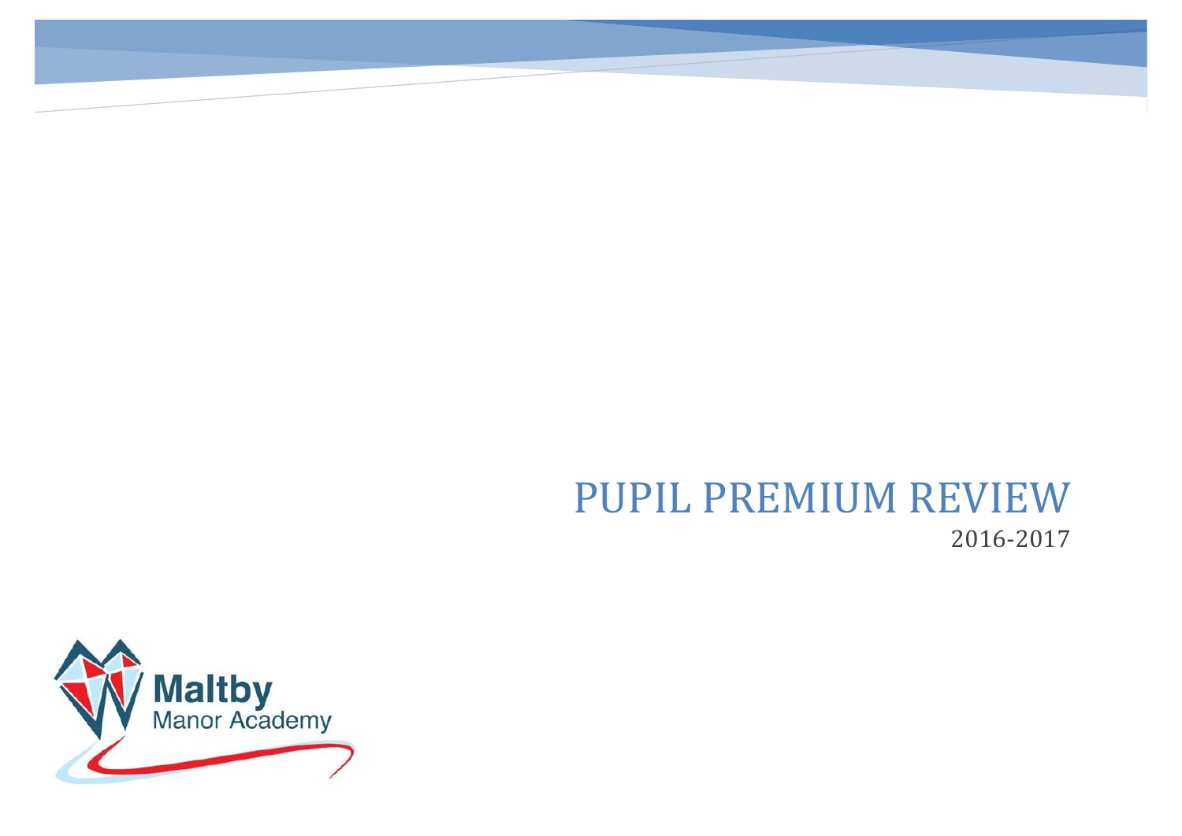# PUPIL PREMIUM REVIEW

2016-2017

Maltby
Manor Academy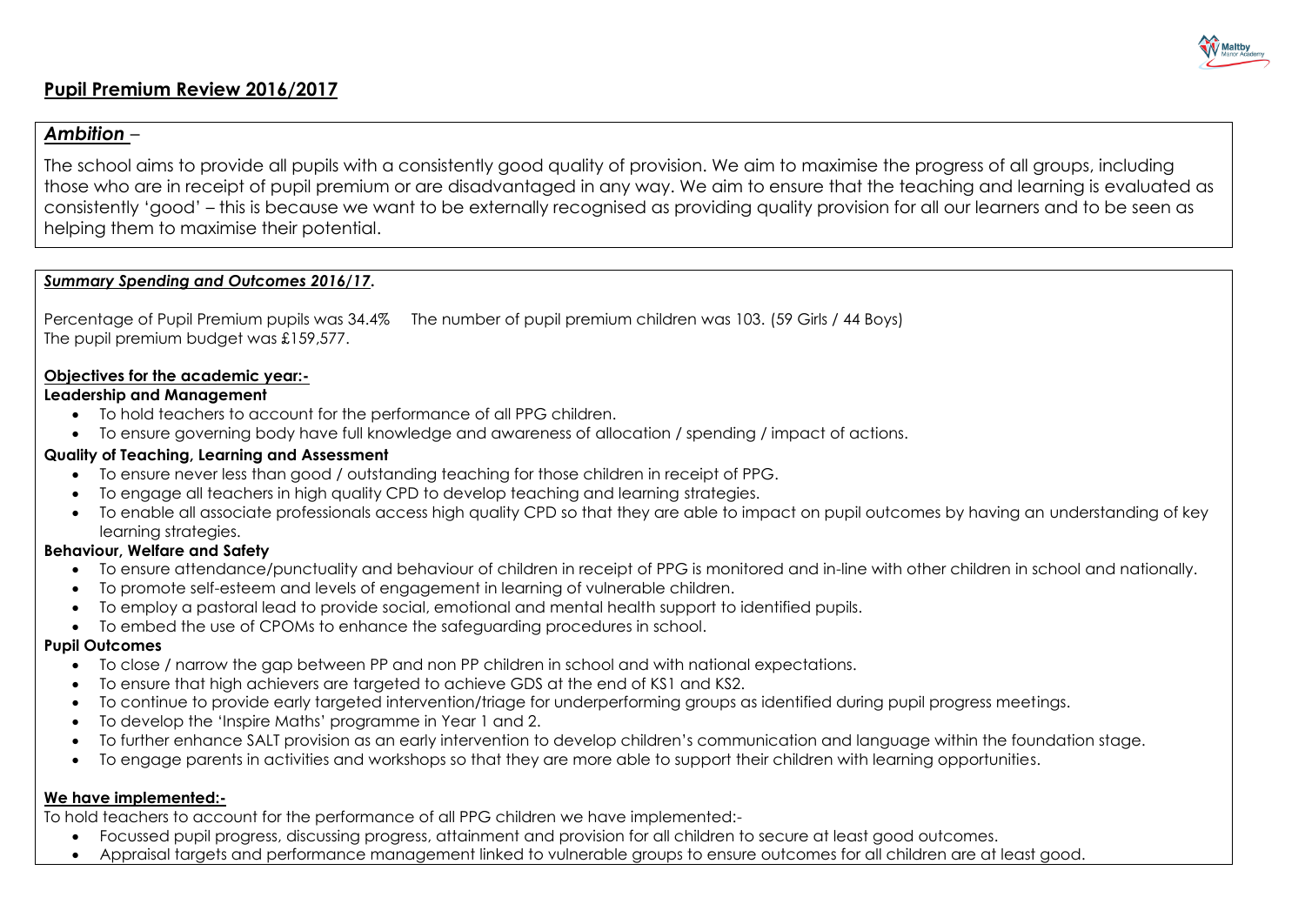## Pupil Premium Review 2016/2017

### *Ambition* –

The school aims to provide all pupils with a consistently good quality of provision. We aim to maximise the progress of all groups, including those who are in receipt of pupil premium or are disadvantaged in any way. We aim to ensure that the teaching and learning is evaluated as consistently 'good' – this is because we want to be externally recognised as providing quality provision for all our learners and to be seen as helping them to maximise their potential.

### ***Summary Spending and Outcomes 2016/17.***

Percentage of Pupil Premium pupils was 34.4%     The number of pupil premium children was 103. (59 Girls / 44 Boys)
The pupil premium budget was £159,577.

**Objectives for the academic year:-**

**Leadership and Management**

- To hold teachers to account for the performance of all PPG children.
- To ensure governing body have full knowledge and awareness of allocation / spending / impact of actions.

**Quality of Teaching, Learning and Assessment**

- To ensure never less than good / outstanding teaching for those children in receipt of PPG.
- To engage all teachers in high quality CPD to develop teaching and learning strategies.
- To enable all associate professionals access high quality CPD so that they are able to impact on pupil outcomes by having an understanding of key learning strategies.

**Behaviour, Welfare and Safety**

- To ensure attendance/punctuality and behaviour of children in receipt of PPG is monitored and in-line with other children in school and nationally.
- To promote self-esteem and levels of engagement in learning of vulnerable children.
- To employ a pastoral lead to provide social, emotional and mental health support to identified pupils.
- To embed the use of CPOMs to enhance the safeguarding procedures in school.

**Pupil Outcomes**

- To close / narrow the gap between PP and non PP children in school and with national expectations.
- To ensure that high achievers are targeted to achieve GDS at the end of KS1 and KS2.
- To continue to provide early targeted intervention/triage for underperforming groups as identified during pupil progress meetings.
- To develop the 'Inspire Maths' programme in Year 1 and 2.
- To further enhance SALT provision as an early intervention to develop children's communication and language within the foundation stage.
- To engage parents in activities and workshops so that they are more able to support their children with learning opportunities.

**We have implemented:-**

To hold teachers to account for the performance of all PPG children we have implemented:-

- Focussed pupil progress, discussing progress, attainment and provision for all children to secure at least good outcomes.
- Appraisal targets and performance management linked to vulnerable groups to ensure outcomes for all children are at least good.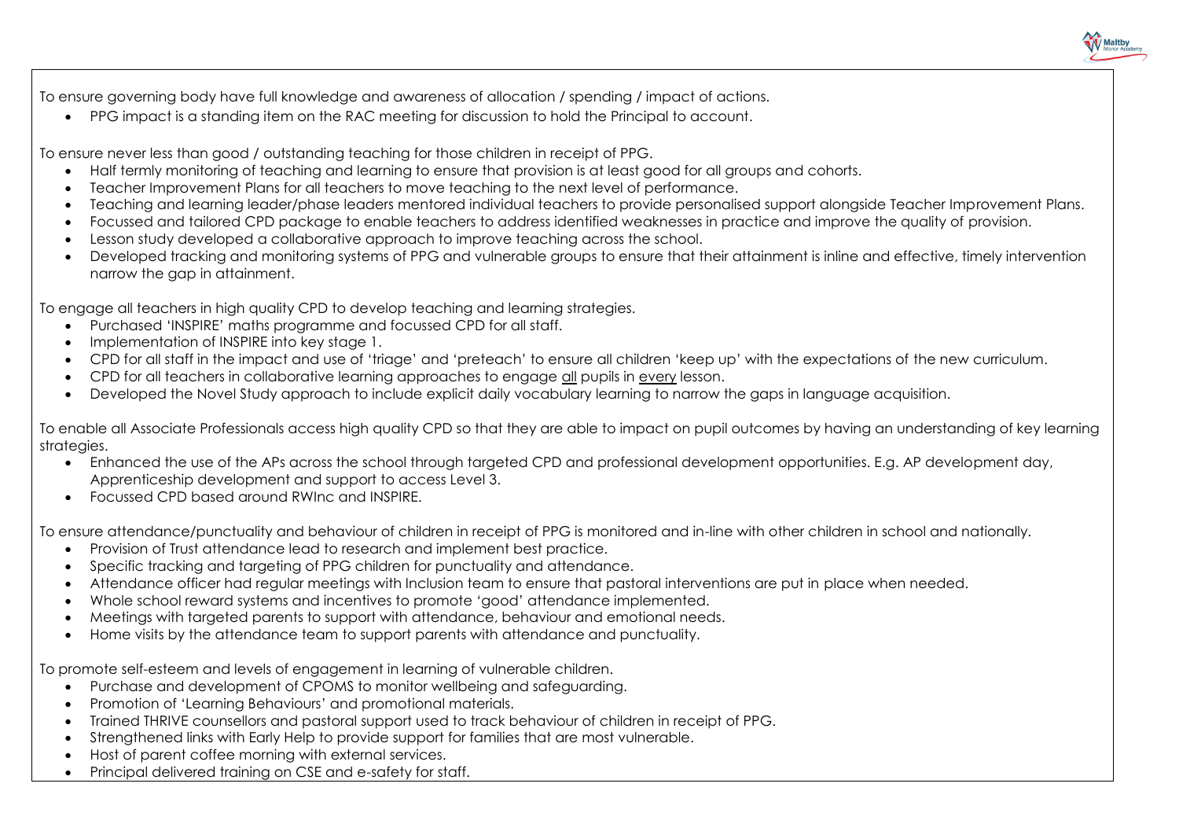To ensure governing body have full knowledge and awareness of allocation / spending / impact of actions.

- PPG impact is a standing item on the RAC meeting for discussion to hold the Principal to account.

To ensure never less than good / outstanding teaching for those children in receipt of PPG.

- Half termly monitoring of teaching and learning to ensure that provision is at least good for all groups and cohorts.
- Teacher Improvement Plans for all teachers to move teaching to the next level of performance.
- Teaching and learning leader/phase leaders mentored individual teachers to provide personalised support alongside Teacher Improvement Plans.
- Focussed and tailored CPD package to enable teachers to address identified weaknesses in practice and improve the quality of provision.
- Lesson study developed a collaborative approach to improve teaching across the school.
- Developed tracking and monitoring systems of PPG and vulnerable groups to ensure that their attainment is inline and effective, timely intervention narrow the gap in attainment.

To engage all teachers in high quality CPD to develop teaching and learning strategies.

- Purchased 'INSPIRE' maths programme and focussed CPD for all staff.
- Implementation of INSPIRE into key stage 1.
- CPD for all staff in the impact and use of 'triage' and 'preteach' to ensure all children 'keep up' with the expectations of the new curriculum.
- CPD for all teachers in collaborative learning approaches to engage <u>all</u> pupils in <u>every</u> lesson.
- Developed the Novel Study approach to include explicit daily vocabulary learning to narrow the gaps in language acquisition.

To enable all Associate Professionals access high quality CPD so that they are able to impact on pupil outcomes by having an understanding of key learning strategies.

- Enhanced the use of the APs across the school through targeted CPD and professional development opportunities. E.g. AP development day, Apprenticeship development and support to access Level 3.
- Focussed CPD based around RWInc and INSPIRE.

To ensure attendance/punctuality and behaviour of children in receipt of PPG is monitored and in-line with other children in school and nationally.

- Provision of Trust attendance lead to research and implement best practice.
- Specific tracking and targeting of PPG children for punctuality and attendance.
- Attendance officer had regular meetings with Inclusion team to ensure that pastoral interventions are put in place when needed.
- Whole school reward systems and incentives to promote 'good' attendance implemented.
- Meetings with targeted parents to support with attendance, behaviour and emotional needs.
- Home visits by the attendance team to support parents with attendance and punctuality.

To promote self-esteem and levels of engagement in learning of vulnerable children.

- Purchase and development of CPOMS to monitor wellbeing and safeguarding.
- Promotion of 'Learning Behaviours' and promotional materials.
- Trained THRIVE counsellors and pastoral support used to track behaviour of children in receipt of PPG.
- Strengthened links with Early Help to provide support for families that are most vulnerable.
- Host of parent coffee morning with external services.
- Principal delivered training on CSE and e-safety for staff.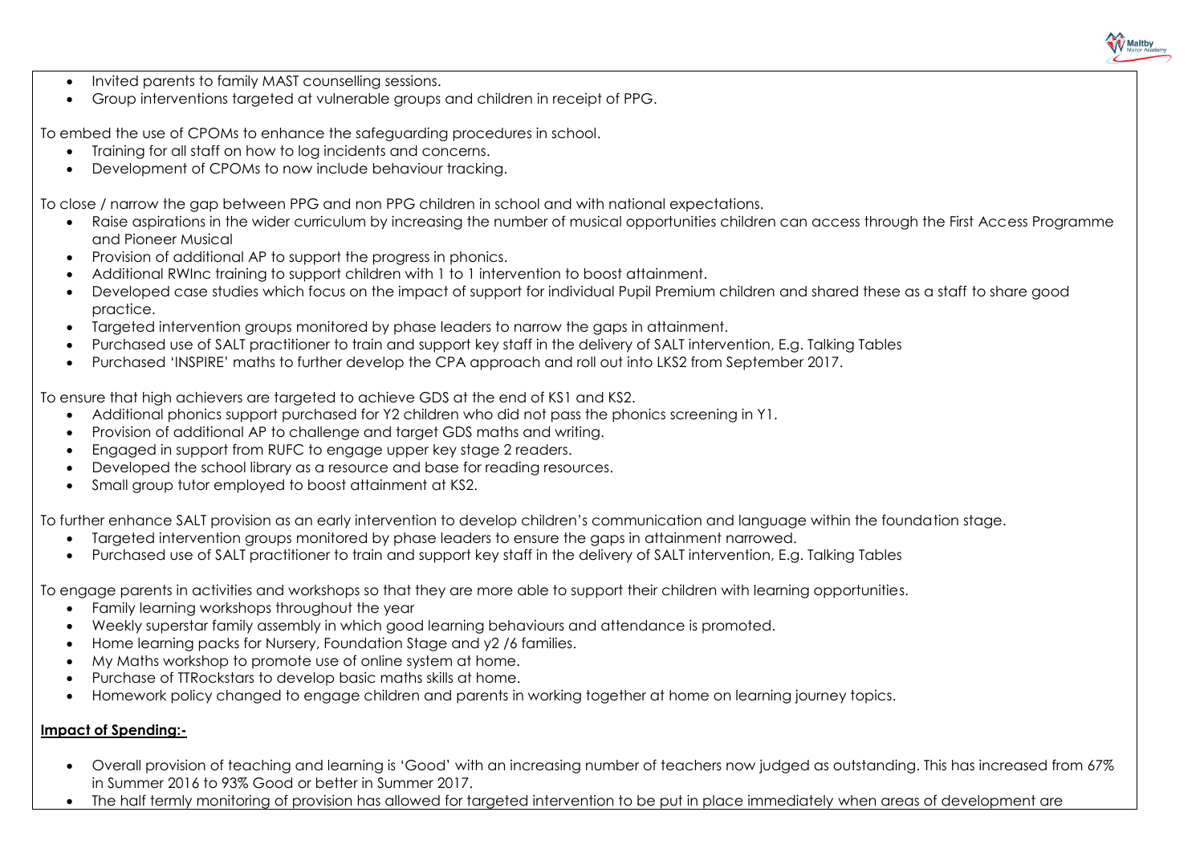- Invited parents to family MAST counselling sessions.
- Group interventions targeted at vulnerable groups and children in receipt of PPG.

To embed the use of CPOMs to enhance the safeguarding procedures in school.

- Training for all staff on how to log incidents and concerns.
- Development of CPOMs to now include behaviour tracking.

To close / narrow the gap between PPG and non PPG children in school and with national expectations.

- Raise aspirations in the wider curriculum by increasing the number of musical opportunities children can access through the First Access Programme and Pioneer Musical
- Provision of additional AP to support the progress in phonics.
- Additional RWInc training to support children with 1 to 1 intervention to boost attainment.
- Developed case studies which focus on the impact of support for individual Pupil Premium children and shared these as a staff to share good practice.
- Targeted intervention groups monitored by phase leaders to narrow the gaps in attainment.
- Purchased use of SALT practitioner to train and support key staff in the delivery of SALT intervention, E.g. Talking Tables
- Purchased 'INSPIRE' maths to further develop the CPA approach and roll out into LKS2 from September 2017.

To ensure that high achievers are targeted to achieve GDS at the end of KS1 and KS2.

- Additional phonics support purchased for Y2 children who did not pass the phonics screening in Y1.
- Provision of additional AP to challenge and target GDS maths and writing.
- Engaged in support from RUFC to engage upper key stage 2 readers.
- Developed the school library as a resource and base for reading resources.
- Small group tutor employed to boost attainment at KS2.

To further enhance SALT provision as an early intervention to develop children's communication and language within the foundation stage.

- Targeted intervention groups monitored by phase leaders to ensure the gaps in attainment narrowed.
- Purchased use of SALT practitioner to train and support key staff in the delivery of SALT intervention, E.g. Talking Tables

To engage parents in activities and workshops so that they are more able to support their children with learning opportunities.

- Family learning workshops throughout the year
- Weekly superstar family assembly in which good learning behaviours and attendance is promoted.
- Home learning packs for Nursery, Foundation Stage and y2 /6 families.
- My Maths workshop to promote use of online system at home.
- Purchase of TTRockstars to develop basic maths skills at home.
- Homework policy changed to engage children and parents in working together at home on learning journey topics.

**Impact of Spending:-**

- Overall provision of teaching and learning is 'Good' with an increasing number of teachers now judged as outstanding. This has increased from 67% in Summer 2016 to 93% Good or better in Summer 2017.
- The half termly monitoring of provision has allowed for targeted intervention to be put in place immediately when areas of development are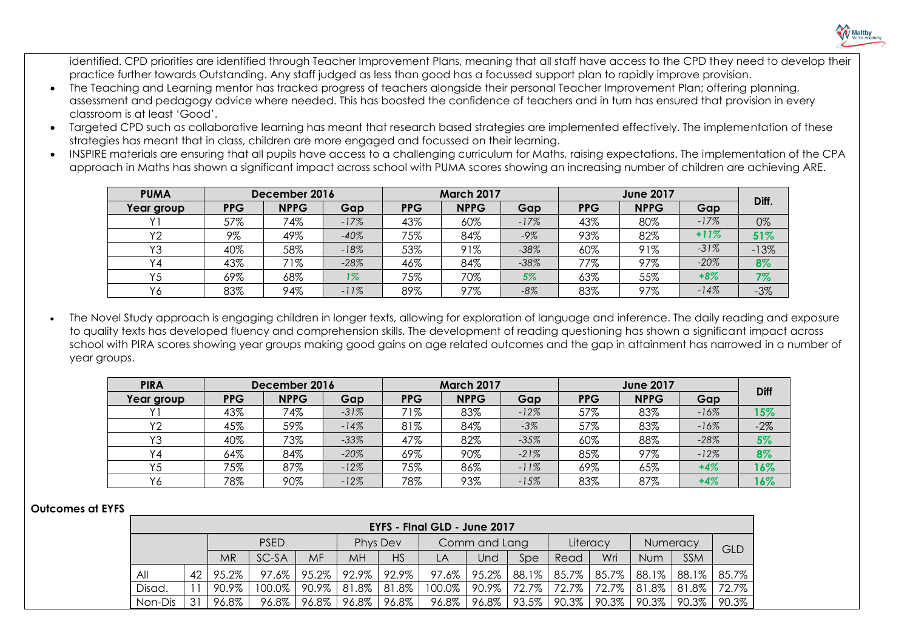identified. CPD priorities are identified through Teacher Improvement Plans, meaning that all staff have access to the CPD they need to develop their practice further towards Outstanding. Any staff judged as less than good has a focussed support plan to rapidly improve provision.

- The Teaching and Learning mentor has tracked progress of teachers alongside their personal Teacher Improvement Plan; offering planning, assessment and pedagogy advice where needed. This has boosted the confidence of teachers and in turn has ensured that provision in every classroom is at least 'Good'.
- Targeted CPD such as collaborative learning has meant that research based strategies are implemented effectively. The implementation of these strategies has meant that in class, children are more engaged and focussed on their learning.
- INSPIRE materials are ensuring that all pupils have access to a challenging curriculum for Maths, raising expectations. The implementation of the CPA approach in Maths has shown a significant impact across school with PUMA scores showing an increasing number of children are achieving ARE.

| PUMA | December 2016 | | | March 2017 | | | June 2017 | | | Diff. |
|---|---|---|---|---|---|---|---|---|---|---|
| Year group | PPG | NPPG | Gap | PPG | NPPG | Gap | PPG | NPPG | Gap | |
| Y1 | 57% | 74% | -17% | 43% | 60% | -17% | 43% | 80% | -17% | 0% |
| Y2 | 9% | 49% | -40% | 75% | 84% | -9% | 93% | 82% | +11% | 51% |
| Y3 | 40% | 58% | -18% | 53% | 91% | -38% | 60% | 91% | -31% | -13% |
| Y4 | 43% | 71% | -28% | 46% | 84% | -38% | 77% | 97% | -20% | 8% |
| Y5 | 69% | 68% | 1% | 75% | 70% | 5% | 63% | 55% | +8% | 7% |
| Y6 | 83% | 94% | -11% | 89% | 97% | -8% | 83% | 97% | -14% | -3% |

- The Novel Study approach is engaging children in longer texts, allowing for exploration of language and inference. The daily reading and exposure to quality texts has developed fluency and comprehension skills. The development of reading questioning has shown a significant impact across school with PIRA scores showing year groups making good gains on age related outcomes and the gap in attainment has narrowed in a number of year groups.

| PIRA | December 2016 | | | March 2017 | | | June 2017 | | | Diff |
|---|---|---|---|---|---|---|---|---|---|---|
| Year group | PPG | NPPG | Gap | PPG | NPPG | Gap | PPG | NPPG | Gap | |
| Y1 | 43% | 74% | -31% | 71% | 83% | -12% | 57% | 83% | -16% | 15% |
| Y2 | 45% | 59% | -14% | 81% | 84% | -3% | 57% | 83% | -16% | -2% |
| Y3 | 40% | 73% | -33% | 47% | 82% | -35% | 60% | 88% | -28% | 5% |
| Y4 | 64% | 84% | -20% | 69% | 90% | -21% | 85% | 97% | -12% | 8% |
| Y5 | 75% | 87% | -12% | 75% | 86% | -11% | 69% | 65% | +4% | 16% |
| Y6 | 78% | 90% | -12% | 78% | 93% | -15% | 83% | 87% | +4% | 16% |

**Outcomes at EYFS**

| EYFS - Final GLD - June 2017 | | | | | | | | | | | | | | |
|---|---|---|---|---|---|---|---|---|---|---|---|---|---|---|
| | | PSED | | | Phys Dev | | Comm and Lang | | | Literacy | | Numeracy | | GLD |
| | | MR | SC-SA | MF | MH | HS | LA | Und | Spe | Read | Wri | Num | SSM | |
| All | 42 | 95.2% | 97.6% | 95.2% | 92.9% | 92.9% | 97.6% | 95.2% | 88.1% | 85.7% | 85.7% | 88.1% | 88.1% | 85.7% |
| Disad. | 11 | 90.9% | 100.0% | 90.9% | 81.8% | 81.8% | 100.0% | 90.9% | 72.7% | 72.7% | 72.7% | 81.8% | 81.8% | 72.7% |
| Non-Dis | 31 | 96.8% | 96.8% | 96.8% | 96.8% | 96.8% | 96.8% | 96.8% | 93.5% | 90.3% | 90.3% | 90.3% | 90.3% | 90.3% |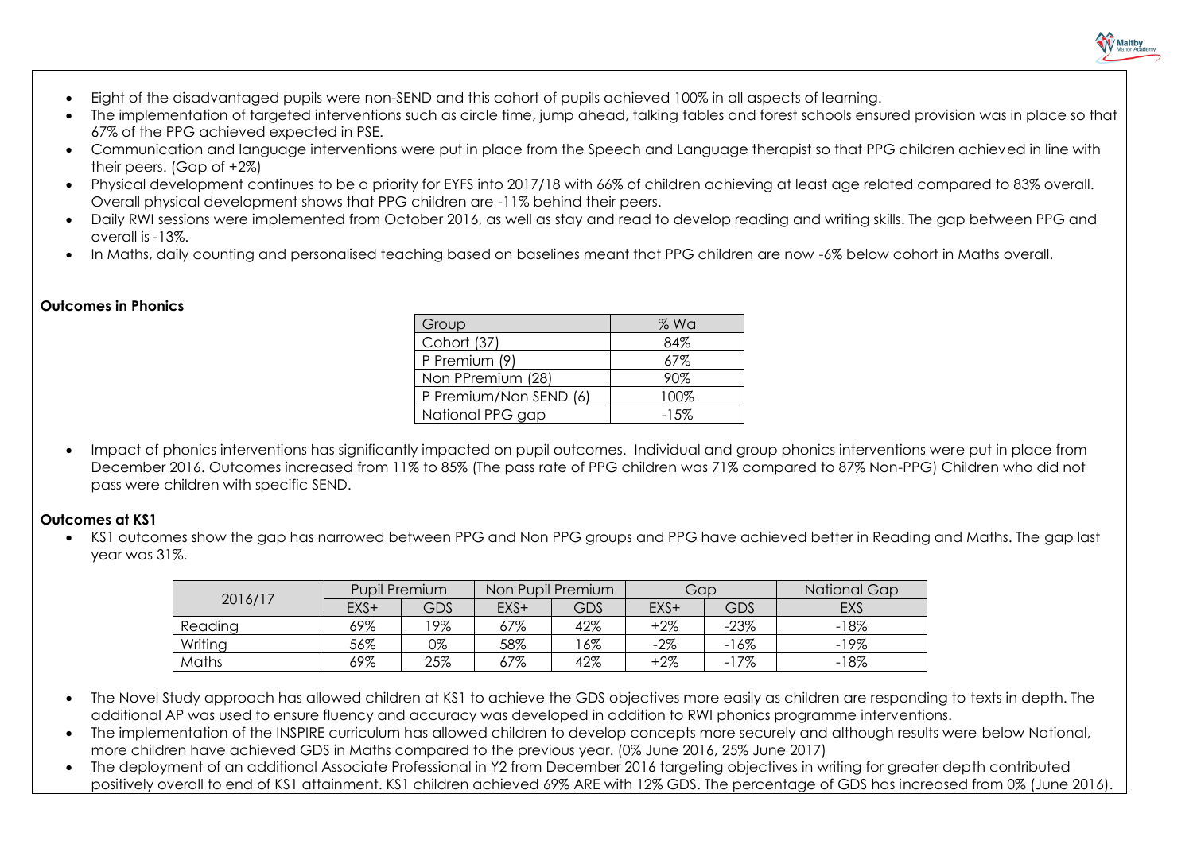- Eight of the disadvantaged pupils were non-SEND and this cohort of pupils achieved 100% in all aspects of learning.
- The implementation of targeted interventions such as circle time, jump ahead, talking tables and forest schools ensured provision was in place so that 67% of the PPG achieved expected in PSE.
- Communication and language interventions were put in place from the Speech and Language therapist so that PPG children achieved in line with their peers. (Gap of +2%)
- Physical development continues to be a priority for EYFS into 2017/18 with 66% of children achieving at least age related compared to 83% overall. Overall physical development shows that PPG children are -11% behind their peers.
- Daily RWI sessions were implemented from October 2016, as well as stay and read to develop reading and writing skills. The gap between PPG and overall is -13%.
- In Maths, daily counting and personalised teaching based on baselines meant that PPG children are now -6% below cohort in Maths overall.

**Outcomes in Phonics**

| Group | % Wa |
|---|---|
| Cohort (37) | 84% |
| P Premium (9) | 67% |
| Non PPremium (28) | 90% |
| P Premium/Non SEND (6) | 100% |
| National PPG gap | -15% |

- Impact of phonics interventions has significantly impacted on pupil outcomes. Individual and group phonics interventions were put in place from December 2016. Outcomes increased from 11% to 85% (The pass rate of PPG children was 71% compared to 87% Non-PPG) Children who did not pass were children with specific SEND.

**Outcomes at KS1**

- KS1 outcomes show the gap has narrowed between PPG and Non PPG groups and PPG have achieved better in Reading and Maths. The gap last year was 31%.

| 2016/17 | Pupil Premium | | Non Pupil Premium | | Gap | | National Gap |
|---|---|---|---|---|---|---|---|
| | EXS+ | GDS | EXS+ | GDS | EXS+ | GDS | EXS |
| Reading | 69% | 19% | 67% | 42% | +2% | -23% | -18% |
| Writing | 56% | 0% | 58% | 16% | -2% | -16% | -19% |
| Maths | 69% | 25% | 67% | 42% | +2% | -17% | -18% |

- The Novel Study approach has allowed children at KS1 to achieve the GDS objectives more easily as children are responding to texts in depth. The additional AP was used to ensure fluency and accuracy was developed in addition to RWI phonics programme interventions.
- The implementation of the INSPIRE curriculum has allowed children to develop concepts more securely and although results were below National, more children have achieved GDS in Maths compared to the previous year. (0% June 2016, 25% June 2017)
- The deployment of an additional Associate Professional in Y2 from December 2016 targeting objectives in writing for greater depth contributed positively overall to end of KS1 attainment. KS1 children achieved 69% ARE with 12% GDS. The percentage of GDS has increased from 0% (June 2016).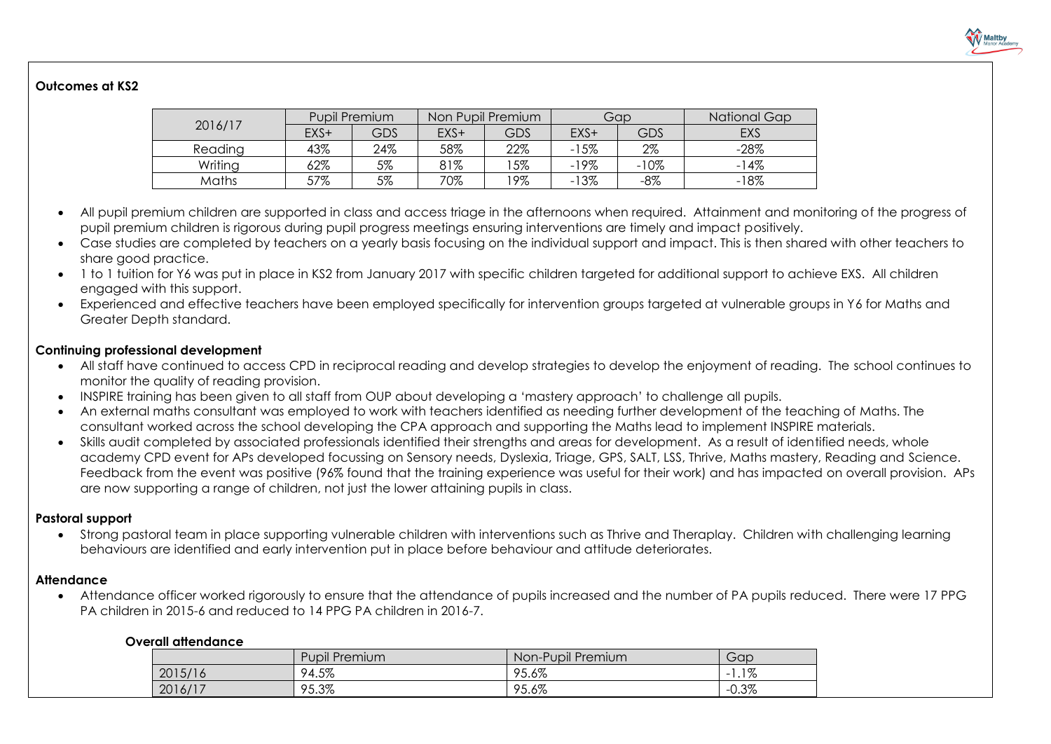**Outcomes at KS2**

| 2016/17 | Pupil Premium | | Non Pupil Premium | | Gap | | National Gap |
|---|---|---|---|---|---|---|---|
| | EXS+ | GDS | EXS+ | GDS | EXS+ | GDS | EXS |
| Reading | 43% | 24% | 58% | 22% | -15% | 2% | -28% |
| Writing | 62% | 5% | 81% | 15% | -19% | -10% | -14% |
| Maths | 57% | 5% | 70% | 19% | -13% | -8% | -18% |

- All pupil premium children are supported in class and access triage in the afternoons when required. Attainment and monitoring of the progress of pupil premium children is rigorous during pupil progress meetings ensuring interventions are timely and impact positively.
- Case studies are completed by teachers on a yearly basis focusing on the individual support and impact. This is then shared with other teachers to share good practice.
- 1 to 1 tuition for Y6 was put in place in KS2 from January 2017 with specific children targeted for additional support to achieve EXS. All children engaged with this support.
- Experienced and effective teachers have been employed specifically for intervention groups targeted at vulnerable groups in Y6 for Maths and Greater Depth standard.

**Continuing professional development**

- All staff have continued to access CPD in reciprocal reading and develop strategies to develop the enjoyment of reading. The school continues to monitor the quality of reading provision.
- INSPIRE training has been given to all staff from OUP about developing a 'mastery approach' to challenge all pupils.
- An external maths consultant was employed to work with teachers identified as needing further development of the teaching of Maths. The consultant worked across the school developing the CPA approach and supporting the Maths lead to implement INSPIRE materials.
- Skills audit completed by associated professionals identified their strengths and areas for development. As a result of identified needs, whole academy CPD event for APs developed focussing on Sensory needs, Dyslexia, Triage, GPS, SALT, LSS, Thrive, Maths mastery, Reading and Science. Feedback from the event was positive (96% found that the training experience was useful for their work) and has impacted on overall provision. APs are now supporting a range of children, not just the lower attaining pupils in class.

**Pastoral support**

- Strong pastoral team in place supporting vulnerable children with interventions such as Thrive and Theraplay. Children with challenging learning behaviours are identified and early intervention put in place before behaviour and attitude deteriorates.

**Attendance**

- Attendance officer worked rigorously to ensure that the attendance of pupils increased and the number of PA pupils reduced. There were 17 PPG PA children in 2015-6 and reduced to 14 PPG PA children in 2016-7.

**Overall attendance**

| | Pupil Premium | Non-Pupil Premium | Gap |
|---|---|---|---|
| 2015/16 | 94.5% | 95.6% | -1.1% |
| 2016/17 | 95.3% | 95.6% | -0.3% |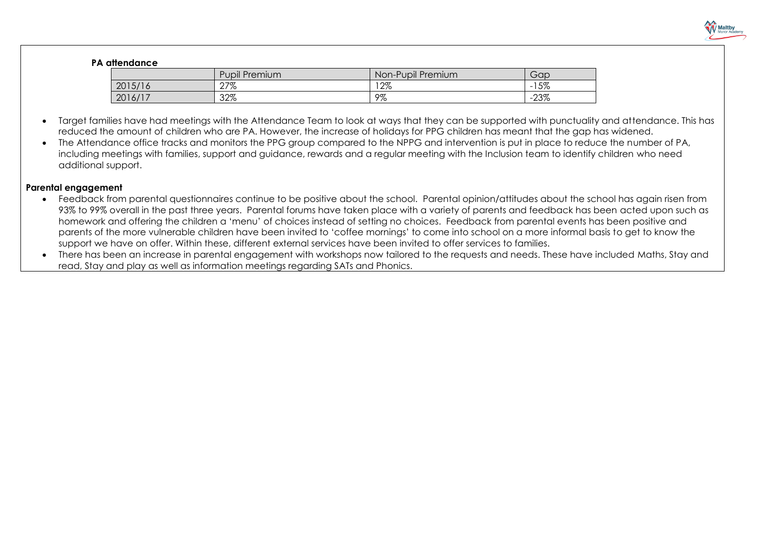**PA attendance**

| | Pupil Premium | Non-Pupil Premium | Gap |
|---|---|---|---|
| 2015/16 | 27% | 12% | -15% |
| 2016/17 | 32% | 9% | -23% |

- Target families have had meetings with the Attendance Team to look at ways that they can be supported with punctuality and attendance. This has reduced the amount of children who are PA. However, the increase of holidays for PPG children has meant that the gap has widened.
- The Attendance office tracks and monitors the PPG group compared to the NPPG and intervention is put in place to reduce the number of PA, including meetings with families, support and guidance, rewards and a regular meeting with the Inclusion team to identify children who need additional support.

**Parental engagement**

- Feedback from parental questionnaires continue to be positive about the school. Parental opinion/attitudes about the school has again risen from 93% to 99% overall in the past three years. Parental forums have taken place with a variety of parents and feedback has been acted upon such as homework and offering the children a 'menu' of choices instead of setting no choices. Feedback from parental events has been positive and parents of the more vulnerable children have been invited to 'coffee mornings' to come into school on a more informal basis to get to know the support we have on offer. Within these, different external services have been invited to offer services to families.
- There has been an increase in parental engagement with workshops now tailored to the requests and needs. These have included Maths, Stay and read, Stay and play as well as information meetings regarding SATs and Phonics.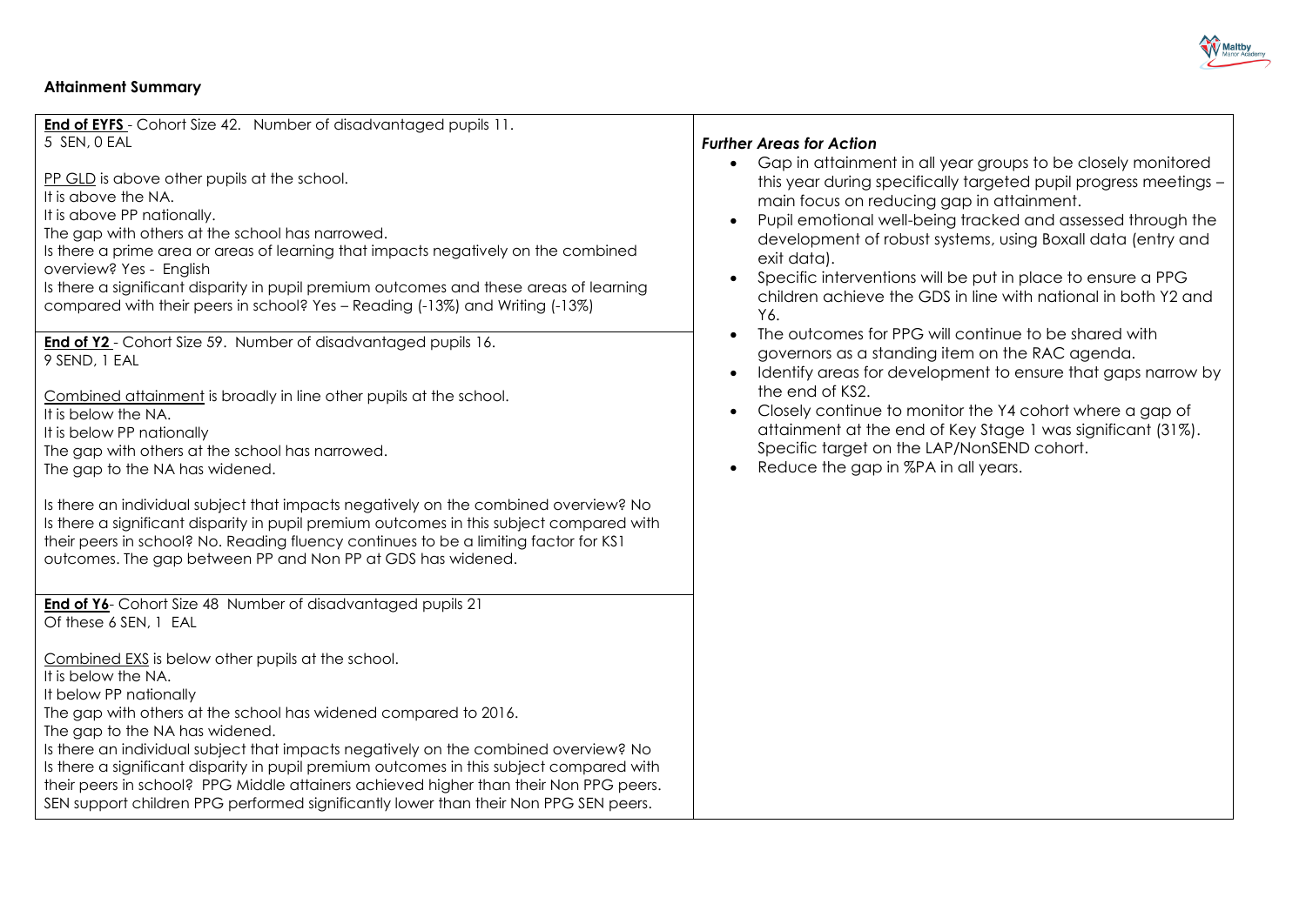## Attainment Summary

**End of EYFS** - Cohort Size 42. Number of disadvantaged pupils 11.
5 SEN, 0 EAL

PP GLD is above other pupils at the school.
It is above the NA.
It is above PP nationally.
The gap with others at the school has narrowed.
Is there a prime area or areas of learning that impacts negatively on the combined overview? Yes - English
Is there a significant disparity in pupil premium outcomes and these areas of learning compared with their peers in school? Yes – Reading (-13%) and Writing (-13%)

**End of Y2** - Cohort Size 59. Number of disadvantaged pupils 16.
9 SEND, 1 EAL

Combined attainment is broadly in line other pupils at the school.
It is below the NA.
It is below PP nationally
The gap with others at the school has narrowed.
The gap to the NA has widened.

Is there an individual subject that impacts negatively on the combined overview? No
Is there a significant disparity in pupil premium outcomes in this subject compared with their peers in school? No. Reading fluency continues to be a limiting factor for KS1 outcomes. The gap between PP and Non PP at GDS has widened.

**End of Y6**- Cohort Size 48 Number of disadvantaged pupils 21
Of these 6 SEN, 1 EAL

Combined EXS is below other pupils at the school.
It is below the NA.
It below PP nationally
The gap with others at the school has widened compared to 2016.
The gap to the NA has widened.
Is there an individual subject that impacts negatively on the combined overview? No
Is there a significant disparity in pupil premium outcomes in this subject compared with their peers in school? PPG Middle attainers achieved higher than their Non PPG peers. SEN support children PPG performed significantly lower than their Non PPG SEN peers.

***Further Areas for Action***

- Gap in attainment in all year groups to be closely monitored this year during specifically targeted pupil progress meetings – main focus on reducing gap in attainment.
- Pupil emotional well-being tracked and assessed through the development of robust systems, using Boxall data (entry and exit data).
- Specific interventions will be put in place to ensure a PPG children achieve the GDS in line with national in both Y2 and Y6.
- The outcomes for PPG will continue to be shared with governors as a standing item on the RAC agenda.
- Identify areas for development to ensure that gaps narrow by the end of KS2.
- Closely continue to monitor the Y4 cohort where a gap of attainment at the end of Key Stage 1 was significant (31%). Specific target on the LAP/NonSEND cohort.
- Reduce the gap in %PA in all years.